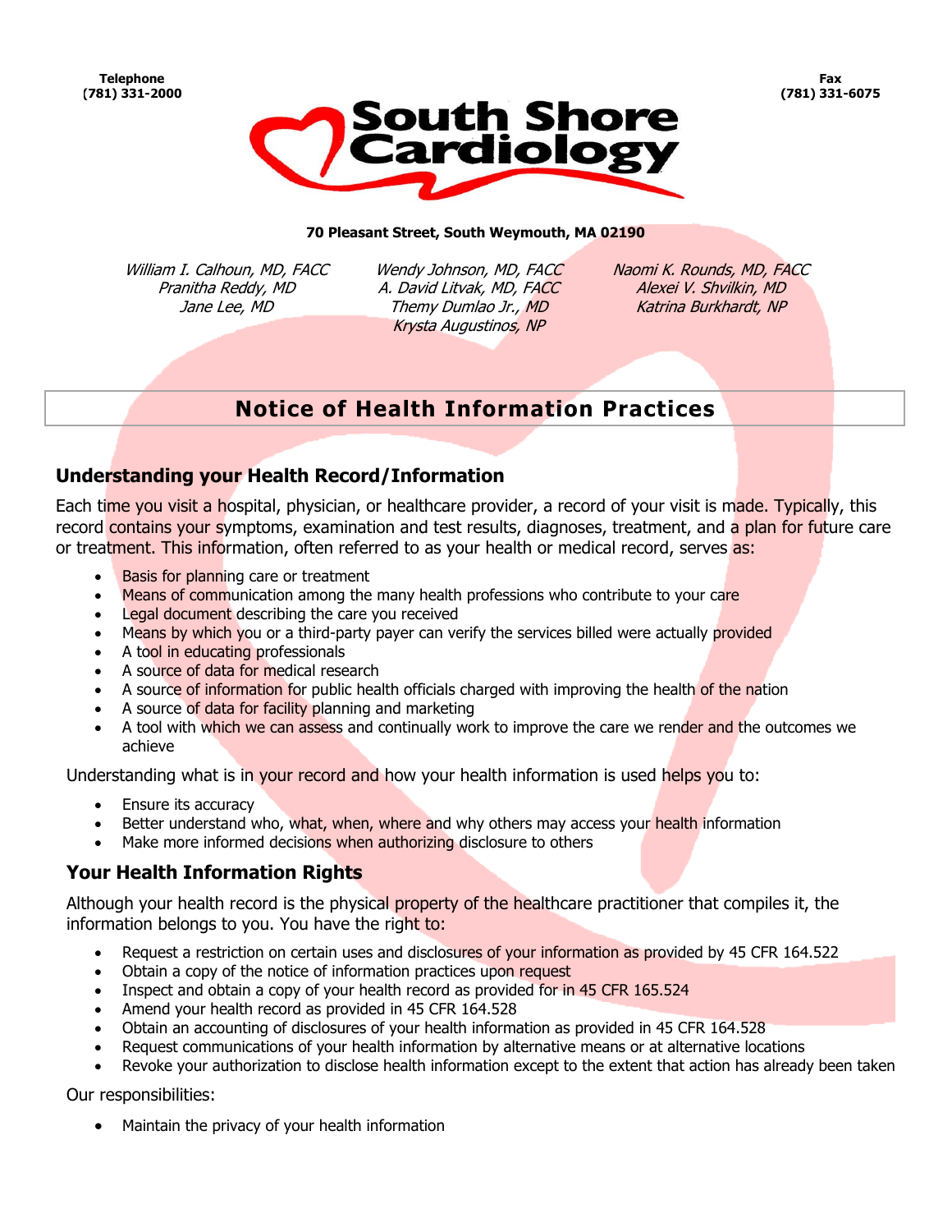Telephone
(781) 331-2000

Fax
(781) 331-6075

# South Shore Cardiology

**70 Pleasant Street, South Weymouth, MA 02190**

*William I. Calhoun, MD, FACC*
*Pranitha Reddy, MD*
*Jane Lee, MD*

*Wendy Johnson, MD, FACC*
*A. David Litvak, MD, FACC*
*Themy Dumlao Jr., MD*
*Krysta Augustinos, NP*

*Naomi K. Rounds, MD, FACC*
*Alexei V. Shvilkin, MD*
*Katrina Burkhardt, NP*

## Notice of Health Information Practices

### Understanding your Health Record/Information

Each time you visit a hospital, physician, or healthcare provider, a record of your visit is made. Typically, this record contains your symptoms, examination and test results, diagnoses, treatment, and a plan for future care or treatment. This information, often referred to as your health or medical record, serves as:

- Basis for planning care or treatment
- Means of communication among the many health professions who contribute to your care
- Legal document describing the care you received
- Means by which you or a third-party payer can verify the services billed were actually provided
- A tool in educating professionals
- A source of data for medical research
- A source of information for public health officials charged with improving the health of the nation
- A source of data for facility planning and marketing
- A tool with which we can assess and continually work to improve the care we render and the outcomes we achieve

Understanding what is in your record and how your health information is used helps you to:

- Ensure its accuracy
- Better understand who, what, when, where and why others may access your health information
- Make more informed decisions when authorizing disclosure to others

### Your Health Information Rights

Although your health record is the physical property of the healthcare practitioner that compiles it, the information belongs to you. You have the right to:

- Request a restriction on certain uses and disclosures of your information as provided by 45 CFR 164.522
- Obtain a copy of the notice of information practices upon request
- Inspect and obtain a copy of your health record as provided for in 45 CFR 165.524
- Amend your health record as provided in 45 CFR 164.528
- Obtain an accounting of disclosures of your health information as provided in 45 CFR 164.528
- Request communications of your health information by alternative means or at alternative locations
- Revoke your authorization to disclose health information except to the extent that action has already been taken

Our responsibilities:

- Maintain the privacy of your health information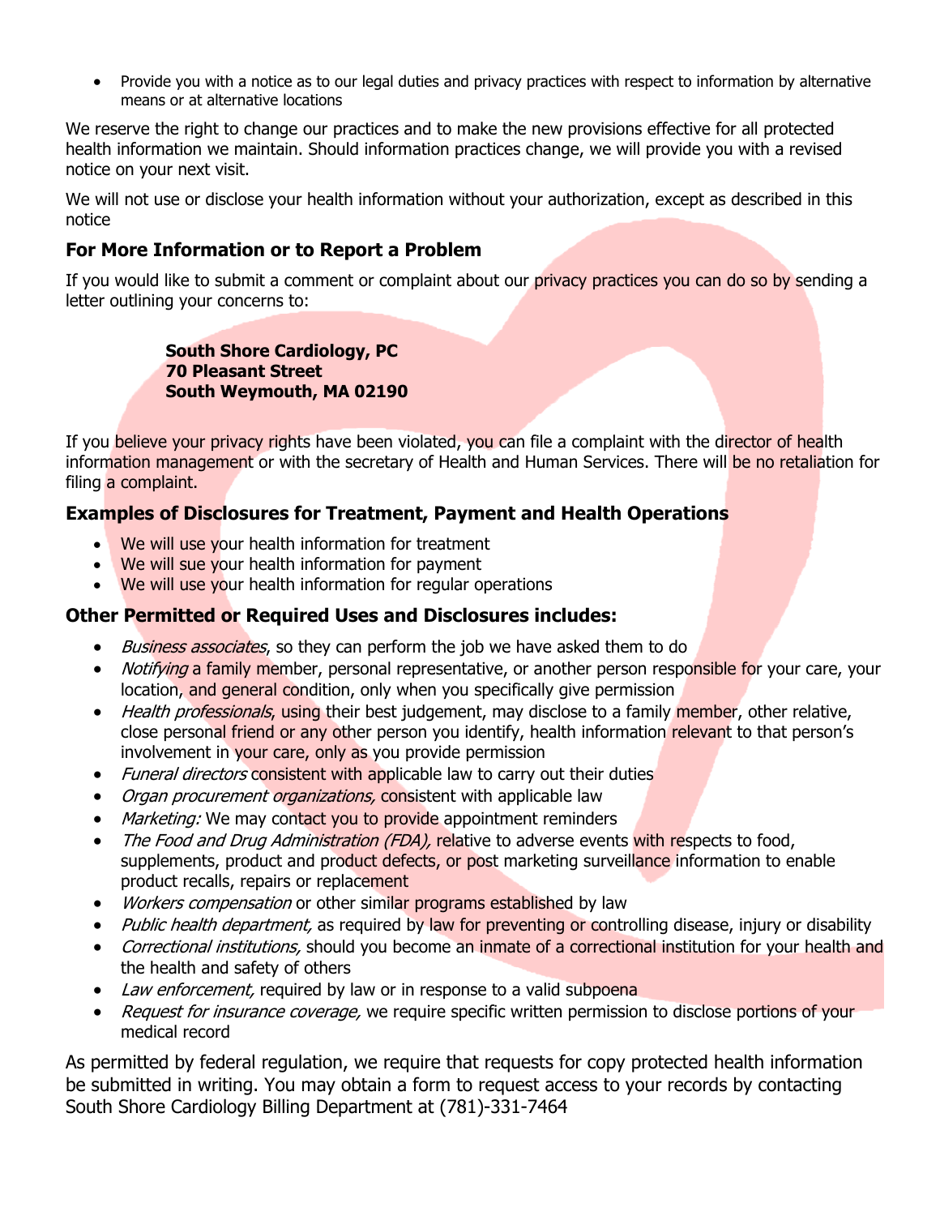- Provide you with a notice as to our legal duties and privacy practices with respect to information by alternative means or at alternative locations

We reserve the right to change our practices and to make the new provisions effective for all protected health information we maintain. Should information practices change, we will provide you with a revised notice on your next visit.

We will not use or disclose your health information without your authorization, except as described in this notice

### For More Information or to Report a Problem

If you would like to submit a comment or complaint about our privacy practices you can do so by sending a letter outlining your concerns to:

**South Shore Cardiology, PC**
**70 Pleasant Street**
**South Weymouth, MA 02190**

If you believe your privacy rights have been violated, you can file a complaint with the director of health information management or with the secretary of Health and Human Services. There will be no retaliation for filing a complaint.

### Examples of Disclosures for Treatment, Payment and Health Operations

- We will use your health information for treatment
- We will sue your health information for payment
- We will use your health information for regular operations

### Other Permitted or Required Uses and Disclosures includes:

- *Business associates*, so they can perform the job we have asked them to do
- *Notifying* a family member, personal representative, or another person responsible for your care, your location, and general condition, only when you specifically give permission
- *Health professionals*, using their best judgement, may disclose to a family member, other relative, close personal friend or any other person you identify, health information relevant to that person's involvement in your care, only as you provide permission
- *Funeral directors* consistent with applicable law to carry out their duties
- *Organ procurement organizations,* consistent with applicable law
- *Marketing:* We may contact you to provide appointment reminders
- *The Food and Drug Administration (FDA),* relative to adverse events with respects to food, supplements, product and product defects, or post marketing surveillance information to enable product recalls, repairs or replacement
- *Workers compensation* or other similar programs established by law
- *Public health department,* as required by law for preventing or controlling disease, injury or disability
- *Correctional institutions,* should you become an inmate of a correctional institution for your health and the health and safety of others
- *Law enforcement,* required by law or in response to a valid subpoena
- *Request for insurance coverage,* we require specific written permission to disclose portions of your medical record

As permitted by federal regulation, we require that requests for copy protected health information be submitted in writing. You may obtain a form to request access to your records by contacting South Shore Cardiology Billing Department at (781)-331-7464